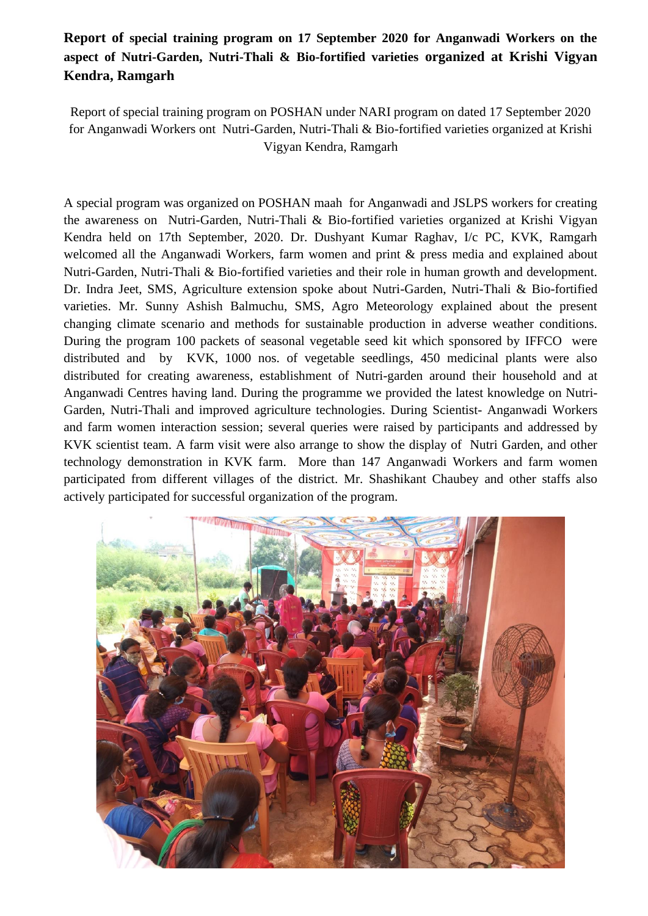**Report of special training program on 17 September 2020 for Anganwadi Workers on the aspect of Nutri-Garden, Nutri-Thali & Bio-fortified varieties organized at Krishi Vigyan Kendra, Ramgarh**

Report of special training program on POSHAN under NARI program on dated 17 September 2020 for Anganwadi Workers ont Nutri-Garden, Nutri-Thali & Bio-fortified varieties organized at Krishi Vigyan Kendra, Ramgarh

A special program was organized on POSHAN maah for Anganwadi and JSLPS workers for creating the awareness on Nutri-Garden, Nutri-Thali & Bio-fortified varieties organized at Krishi Vigyan Kendra held on 17th September, 2020. Dr. Dushyant Kumar Raghav, I/c PC, KVK, Ramgarh welcomed all the Anganwadi Workers, farm women and print & press media and explained about Nutri-Garden, Nutri-Thali & Bio-fortified varieties and their role in human growth and development. Dr. Indra Jeet, SMS, Agriculture extension spoke about Nutri-Garden, Nutri-Thali & Bio-fortified varieties. Mr. Sunny Ashish Balmuchu, SMS, Agro Meteorology explained about the present changing climate scenario and methods for sustainable production in adverse weather conditions. During the program 100 packets of seasonal vegetable seed kit which sponsored by IFFCO were distributed and by KVK, 1000 nos. of vegetable seedlings, 450 medicinal plants were also distributed for creating awareness, establishment of Nutri-garden around their household and at Anganwadi Centres having land. During the programme we provided the latest knowledge on Nutri-Garden, Nutri-Thali and improved agriculture technologies. During Scientist- Anganwadi Workers and farm women interaction session; several queries were raised by participants and addressed by KVK scientist team. A farm visit were also arrange to show the display of Nutri Garden, and other technology demonstration in KVK farm. More than 147 Anganwadi Workers and farm women participated from different villages of the district. Mr. Shashikant Chaubey and other staffs also actively participated for successful organization of the program.